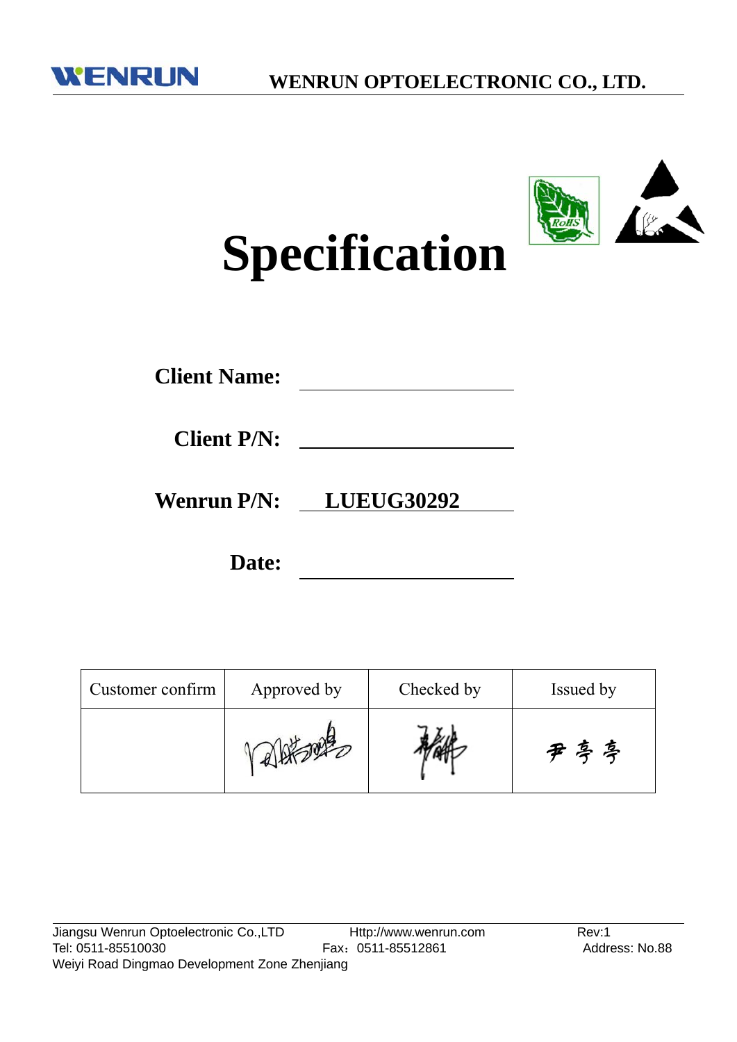# Specification

**Client Name:** ____________________

**Client P/N:** ____________________

**Wenrun P/N:** LUEUG30292

**Date:** ____________________

| Customer confirm | Approved by | Checked by | Issued by |
|---|---|---|---|
| | | | 尹亭亭 |

Jiangsu Wenrun Optoelectronic Co.,LTD Http://www.wenrun.com Rev:1
Tel: 0511-85510030 Fax：0511-85512861 Address: No.88 Weiyi Road Dingmao Development Zone Zhenjiang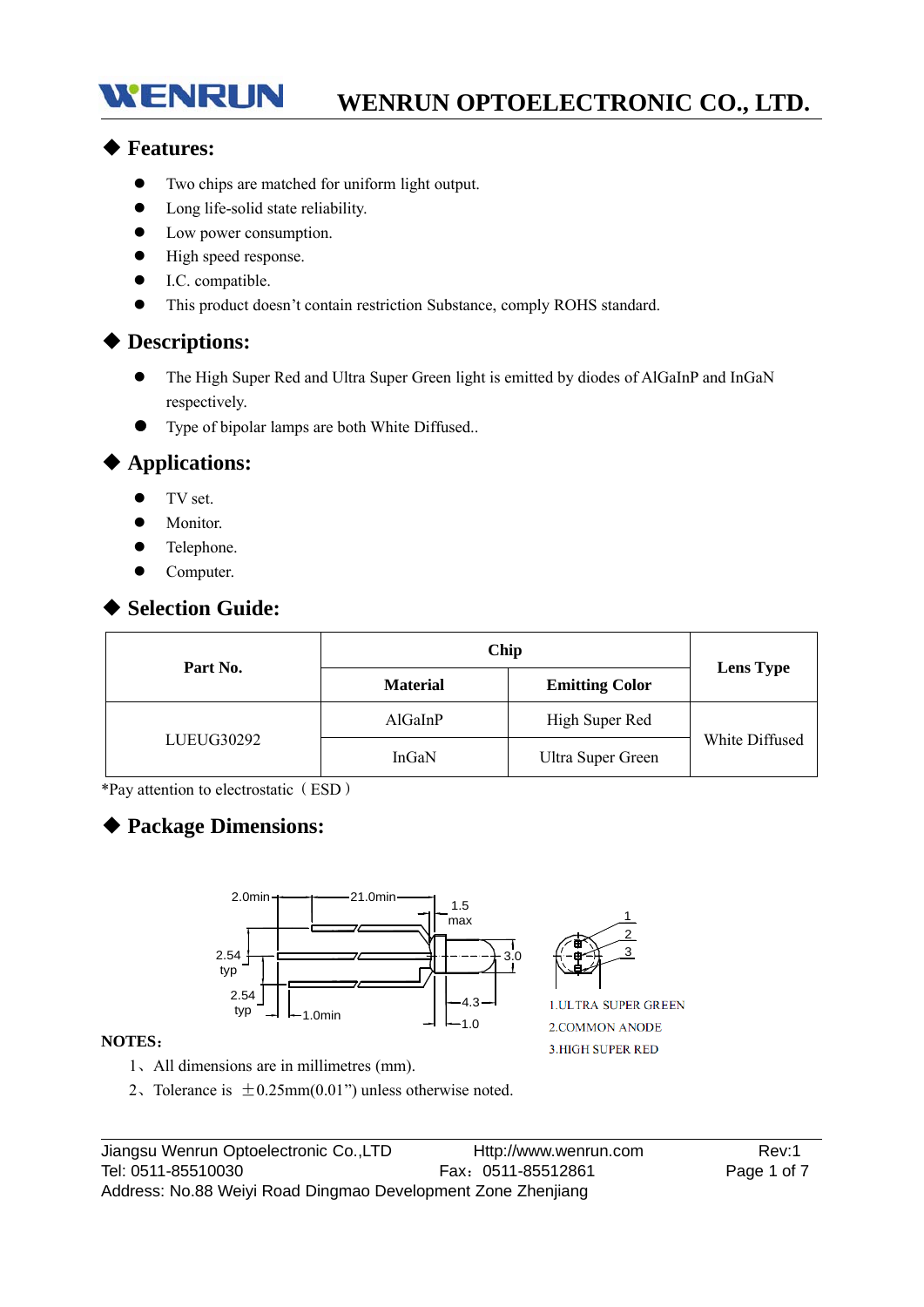## ◆ Features:

- Two chips are matched for uniform light output.
- Long life-solid state reliability.
- Low power consumption.
- High speed response.
- I.C. compatible.
- This product doesn't contain restriction Substance, comply ROHS standard.

## ◆ Descriptions:

- The High Super Red and Ultra Super Green light is emitted by diodes of AlGaInP and InGaN respectively.
- Type of bipolar lamps are both White Diffused..

## ◆ Applications:

- TV set.
- Monitor.
- Telephone.
- Computer.

## ◆ Selection Guide:

| Part No. | Chip | | Lens Type |
|---|---|---|---|
| | Material | Emitting Color | |
| LUEUG30292 | AlGaInP | High Super Red | White Diffused |
| | InGaN | Ultra Super Green | |

*Pay attention to electrostatic（ESD）

## ◆ Package Dimensions:

1.ULTRA SUPER GREEN
2.COMMON ANODE
3.HIGH SUPER RED

**NOTES:**

1、All dimensions are in millimetres (mm).

2、Tolerance is ±0.25mm(0.01") unless otherwise noted.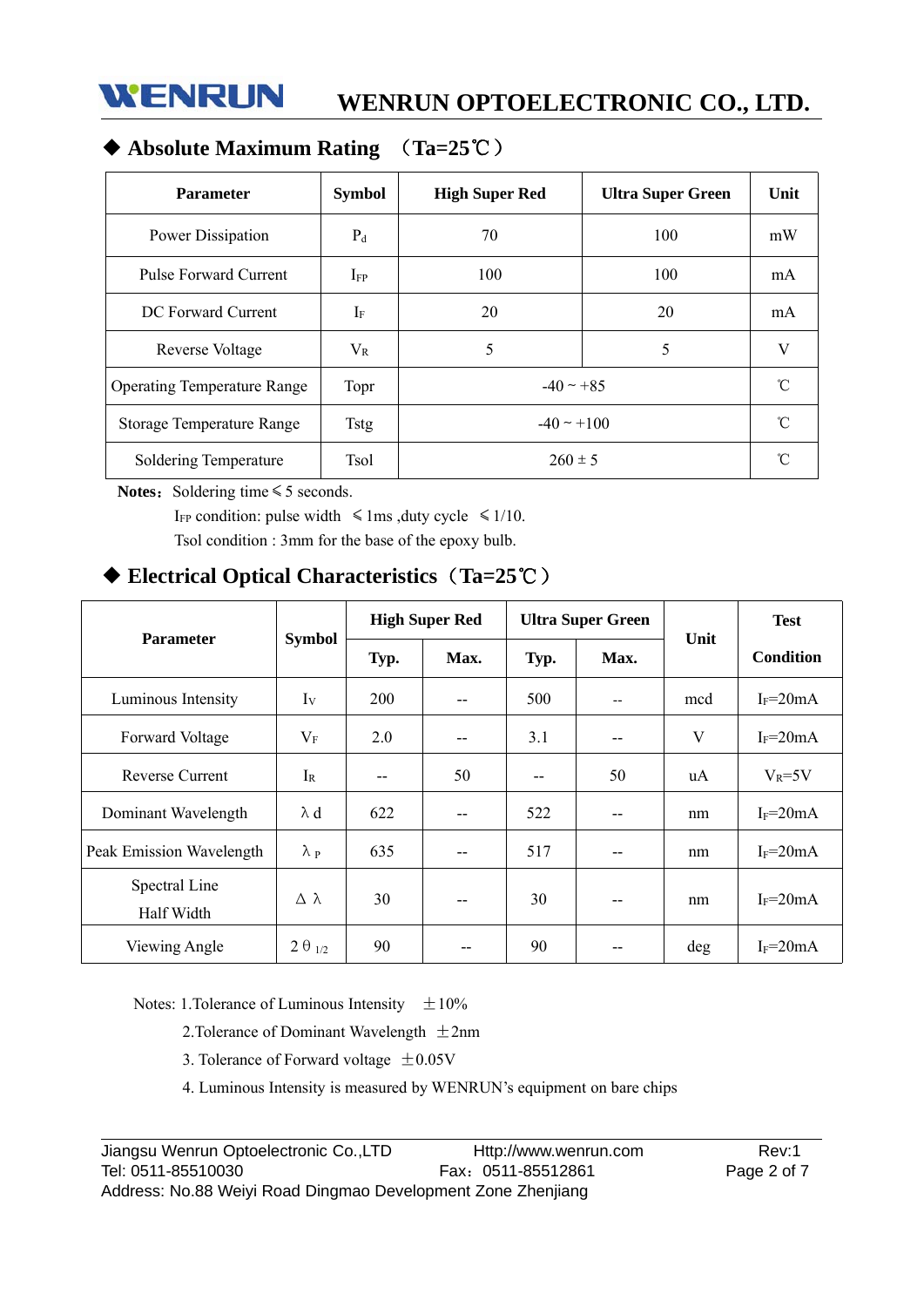## ◆ Absolute Maximum Rating （Ta=25℃）

| Parameter | Symbol | High Super Red | Ultra Super Green | Unit |
|---|---|---|---|---|
| Power Dissipation | $P_d$ | 70 | 100 | mW |
| Pulse Forward Current | $I_{FP}$ | 100 | 100 | mA |
| DC Forward Current | $I_F$ | 20 | 20 | mA |
| Reverse Voltage | $V_R$ | 5 | 5 | V |
| Operating Temperature Range | Topr | -40 ~ +85 | | ℃ |
| Storage Temperature Range | Tstg | -40 ~ +100 | | ℃ |
| Soldering Temperature | Tsol | 260 ± 5 | | ℃ |

**Notes：** Soldering time ≤ 5 seconds.

$I_{FP}$ condition: pulse width ≤ 1ms ,duty cycle ≤ 1/10.

Tsol condition : 3mm for the base of the epoxy bulb.

## ◆ Electrical Optical Characteristics（Ta=25℃）

| Parameter | Symbol | High Super Red | | Ultra Super Green | | Unit | Test Condition |
|---|---|---|---|---|---|---|---|
| | | Typ. | Max. | Typ. | Max. | | |
| Luminous Intensity | $I_V$ | 200 | -- | 500 | -- | mcd | $I_F$=20mA |
| Forward Voltage | $V_F$ | 2.0 | -- | 3.1 | -- | V | $I_F$=20mA |
| Reverse Current | $I_R$ | -- | 50 | -- | 50 | uA | $V_R$=5V |
| Dominant Wavelength | $\lambda d$ | 622 | -- | 522 | -- | nm | $I_F$=20mA |
| Peak Emission Wavelength | $\lambda_P$ | 635 | -- | 517 | -- | nm | $I_F$=20mA |
| Spectral Line Half Width | $\Delta\lambda$ | 30 | -- | 30 | -- | nm | $I_F$=20mA |
| Viewing Angle | $2\theta_{1/2}$ | 90 | -- | 90 | -- | deg | $I_F$=20mA |

Notes: 1.Tolerance of Luminous Intensity ±10%

2.Tolerance of Dominant Wavelength ±2nm

3. Tolerance of Forward voltage ±0.05V

4. Luminous Intensity is measured by WENRUN's equipment on bare chips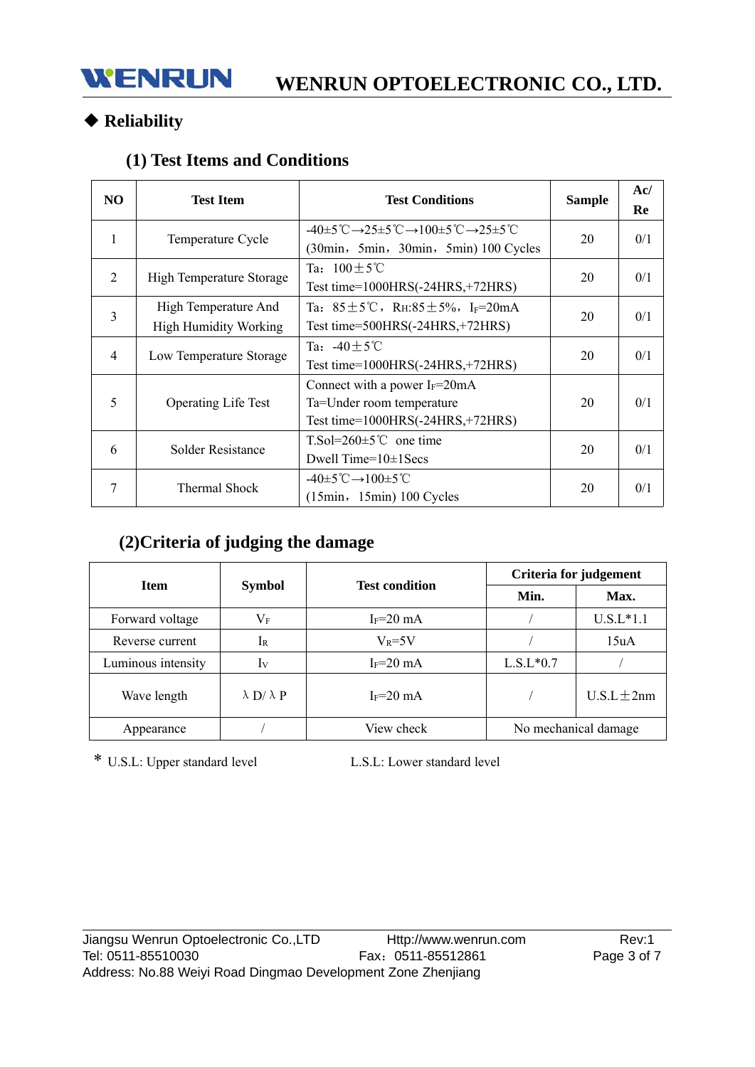## ◆ Reliability

### (1) Test Items and Conditions

| NO | Test Item | Test Conditions | Sample | Ac/ Re |
|---|---|---|---|---|
| 1 | Temperature Cycle | -40±5℃→25±5℃→100±5℃→25±5℃ (30min，5min，30min，5min) 100 Cycles | 20 | 0/1 |
| 2 | High Temperature Storage | Ta：100±5℃ Test time=1000HRS(-24HRS,+72HRS) | 20 | 0/1 |
| 3 | High Temperature And High Humidity Working | Ta：85±5℃，RH:85±5%，$I_F$=20mA Test time=500HRS(-24HRS,+72HRS) | 20 | 0/1 |
| 4 | Low Temperature Storage | Ta：-40±5℃ Test time=1000HRS(-24HRS,+72HRS) | 20 | 0/1 |
| 5 | Operating Life Test | Connect with a power $I_F$=20mA Ta=Under room temperature Test time=1000HRS(-24HRS,+72HRS) | 20 | 0/1 |
| 6 | Solder Resistance | T.Sol=260±5℃ one time Dwell Time=10±1Secs | 20 | 0/1 |
| 7 | Thermal Shock | -40±5℃→100±5℃ (15min，15min) 100 Cycles | 20 | 0/1 |

### (2)Criteria of judging the damage

| Item | Symbol | Test condition | Criteria for judgement | |
|---|---|---|---|---|
| | | | Min. | Max. |
| Forward voltage | $V_F$ | $I_F$=20 mA | / | U.S.L*1.1 |
| Reverse current | $I_R$ | $V_R$=5V | / | 15uA |
| Luminous intensity | $I_V$ | $I_F$=20 mA | L.S.L*0.7 | / |
| Wave length | λD/λP | $I_F$=20 mA | / | U.S.L±2nm |
| Appearance | / | View check | No mechanical damage | |

\* U.S.L: Upper standard level L.S.L: Lower standard level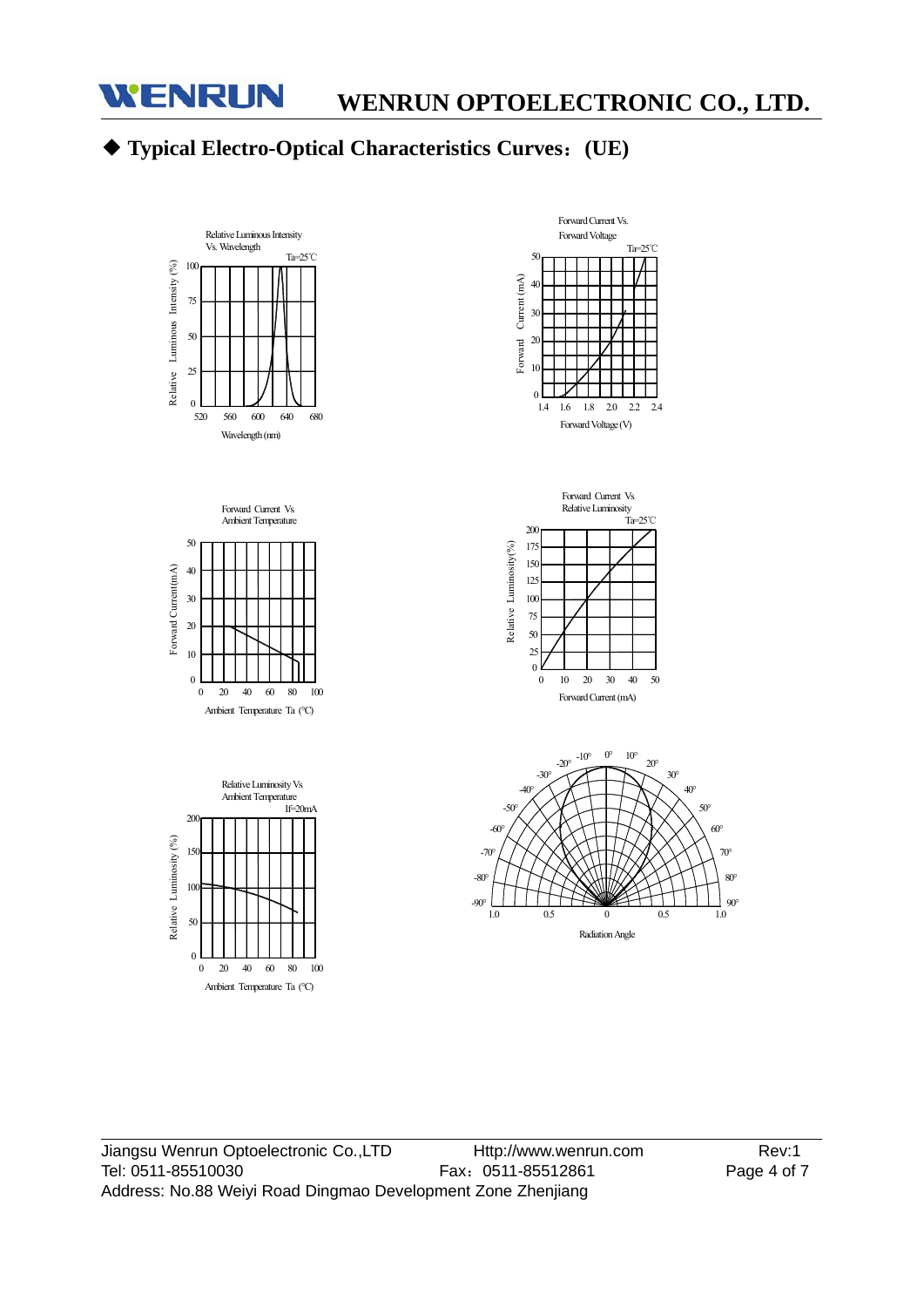## ◆ Typical Electro-Optical Characteristics Curves：(UE)

Relative Luminous Intensity Vs. Wavelength

Ta=25℃

Relative Luminous Intensity (%)

Wavelength (nm)

Forward Current Vs. Forward Voltage

Ta=25℃

Forward Current (mA)

Forward Voltage (V)

Forward Current Vs. Ambient Temperature

Forward Current(mA)

Ambient Temperature Ta (℃)

Forward Current Vs. Relative Luminosity

Ta=25℃

Relative Luminosity(%)

Forward Current (mA)

Relative Luminosity Vs. Ambient Temperature

IF=20mA

Relative Luminosity (%)

Ambient Temperature Ta (℃)

Radiation Angle

Jiangsu Wenrun Optoelectronic Co.,LTD　Http://www.wenrun.com　Rev:1

Tel: 0511-85510030　Fax：0511-85512861

Address: No.88 Weiyi Road Dingmao Development Zone Zhenjiang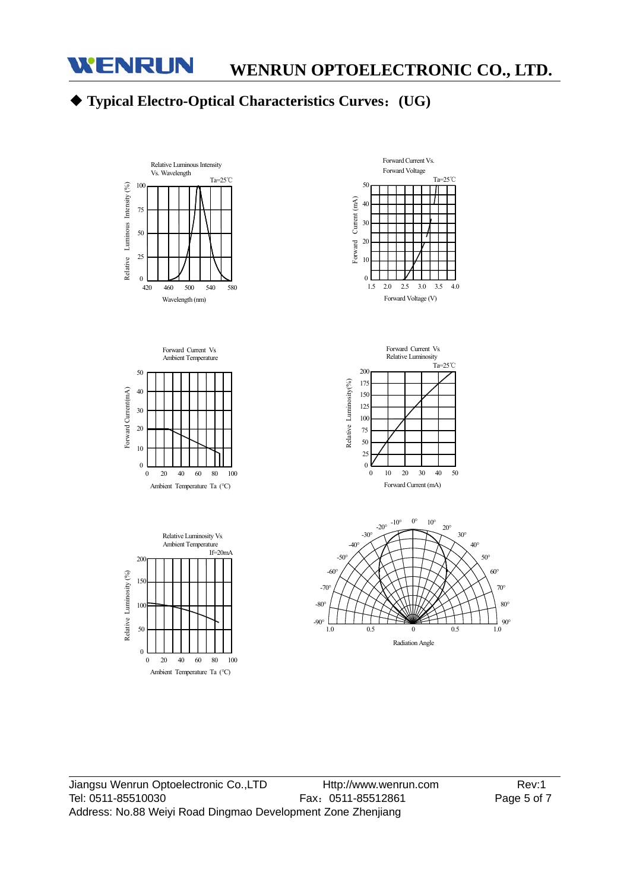## ◆ Typical Electro-Optical Characteristics Curves：(UG)

Relative Luminous Intensity Vs. Wavelength

Ta=25℃

Relative Luminous Intensity (%)

Wavelength (nm)

Forward Current Vs. Forward Voltage

Ta=25℃

Forward Current (mA)

Forward Voltage (V)

Forward Current Vs Ambient Temperature

Forward Current(mA)

Ambient Temperature Ta (°C)

Forward Current Vs Relative Luminosity

Ta=25℃

Relative Luminosity(%)

Forward Current (mA)

Relative Luminosity Vs Ambient Temperature

If=20mA

Relative Luminosity (%)

Ambient Temperature Ta (°C)

Radiation Angle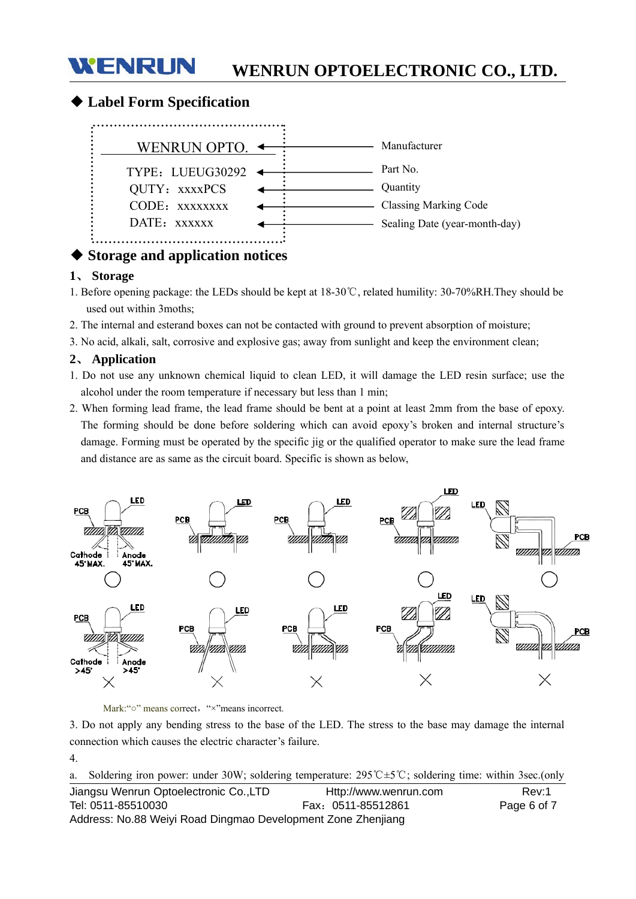### ◆ Label Form Specification

| Label | | Description |
|---|---|---|
| WENRUN OPTO. | ← | Manufacturer |
| TYPE：LUEUG30292 | ← | Part No. |
| QUTY：xxxxPCS | ← | Quantity |
| CODE：xxxxxxxx | ← | Classing Marking Code |
| DATE：xxxxxx | ← | Sealing Date (year-month-day) |

### ◆ Storage and application notices

**1、 Storage**

1. Before opening package: the LEDs should be kept at 18-30℃, related humility: 30-70%RH.They should be used out within 3moths;
2. The internal and esterand boxes can not be contacted with ground to prevent absorption of moisture;
3. No acid, alkali, salt, corrosive and explosive gas; away from sunlight and keep the environment clean;

**2、 Application**

1. Do not use any unknown chemical liquid to clean LED, it will damage the LED resin surface; use the alcohol under the room temperature if necessary but less than 1 min;
2. When forming lead frame, the lead frame should be bent at a point at least 2mm from the base of epoxy. The forming should be done before soldering which can avoid epoxy's broken and internal structure's damage. Forming must be operated by the specific jig or the qualified operator to make sure the lead frame and distance are as same as the circuit board. Specific is shown as below,

Mark:"○" means correct，"×"means incorrect.

3. Do not apply any bending stress to the base of the LED. The stress to the base may damage the internal connection which causes the electric character's failure.

4.

a. Soldering iron power: under 30W; soldering temperature: 295℃±5℃; soldering time: within 3sec.(only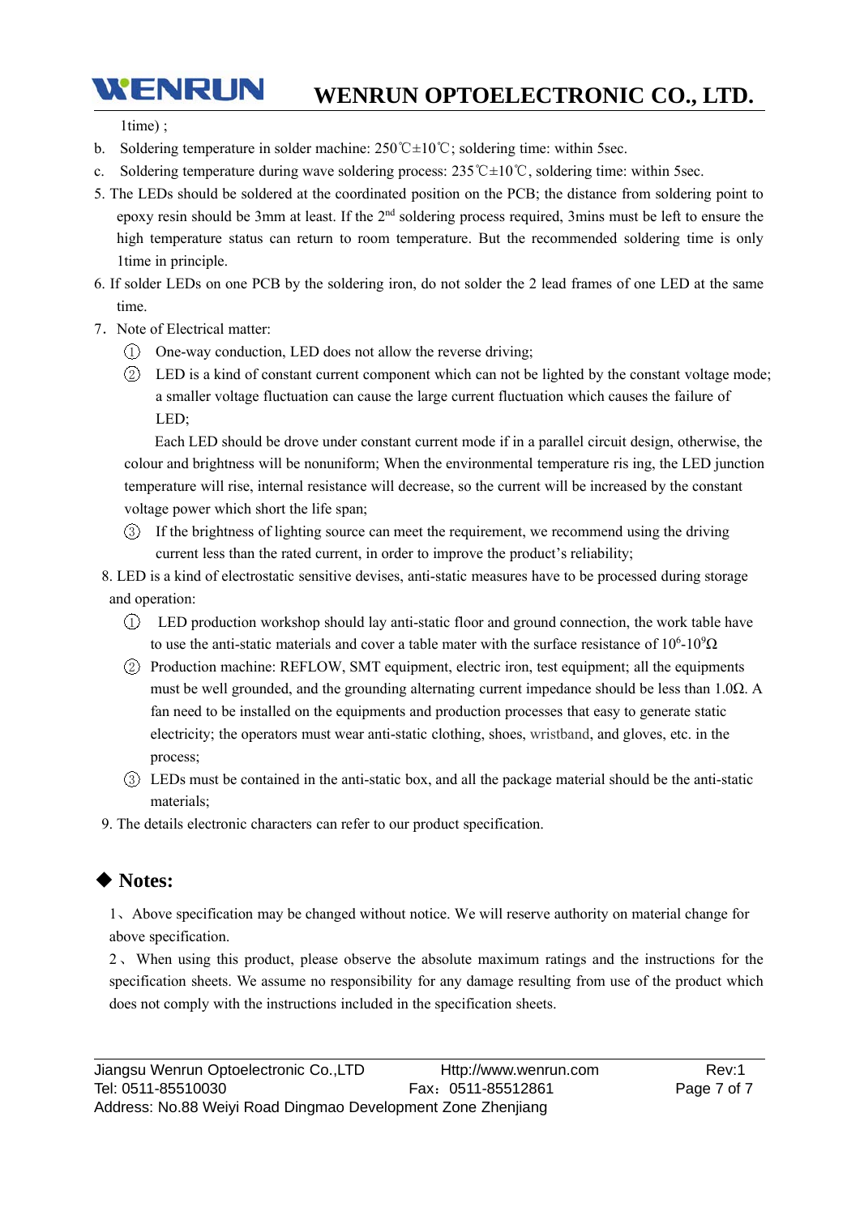1time) ;

b. Soldering temperature in solder machine: 250℃±10℃; soldering time: within 5sec.

c. Soldering temperature during wave soldering process: 235℃±10℃, soldering time: within 5sec.

5. The LEDs should be soldered at the coordinated position on the PCB; the distance from soldering point to epoxy resin should be 3mm at least. If the 2nd soldering process required, 3mins must be left to ensure the high temperature status can return to room temperature. But the recommended soldering time is only 1time in principle.

6. If solder LEDs on one PCB by the soldering iron, do not solder the 2 lead frames of one LED at the same time.

7. Note of Electrical matter:

   ① One-way conduction, LED does not allow the reverse driving;

   ② LED is a kind of constant current component which can not be lighted by the constant voltage mode; a smaller voltage fluctuation can cause the large current fluctuation which causes the failure of LED;

   Each LED should be drove under constant current mode if in a parallel circuit design, otherwise, the colour and brightness will be nonuniform; When the environmental temperature ris ing, the LED junction temperature will rise, internal resistance will decrease, so the current will be increased by the constant voltage power which short the life span;

   ③ If the brightness of lighting source can meet the requirement, we recommend using the driving current less than the rated current, in order to improve the product's reliability;

8. LED is a kind of electrostatic sensitive devises, anti-static measures have to be processed during storage and operation:

   ① LED production workshop should lay anti-static floor and ground connection, the work table have to use the anti-static materials and cover a table mater with the surface resistance of $10^6$-$10^9\Omega$

   ② Production machine: REFLOW, SMT equipment, electric iron, test equipment; all the equipments must be well grounded, and the grounding alternating current impedance should be less than 1.0Ω. A fan need to be installed on the equipments and production processes that easy to generate static electricity; the operators must wear anti-static clothing, shoes, wristband, and gloves, etc. in the process;

   ③ LEDs must be contained in the anti-static box, and all the package material should be the anti-static materials;

9. The details electronic characters can refer to our product specification.

## ◆ Notes:

1、Above specification may be changed without notice. We will reserve authority on material change for above specification.

2、When using this product, please observe the absolute maximum ratings and the instructions for the specification sheets. We assume no responsibility for any damage resulting from use of the product which does not comply with the instructions included in the specification sheets.